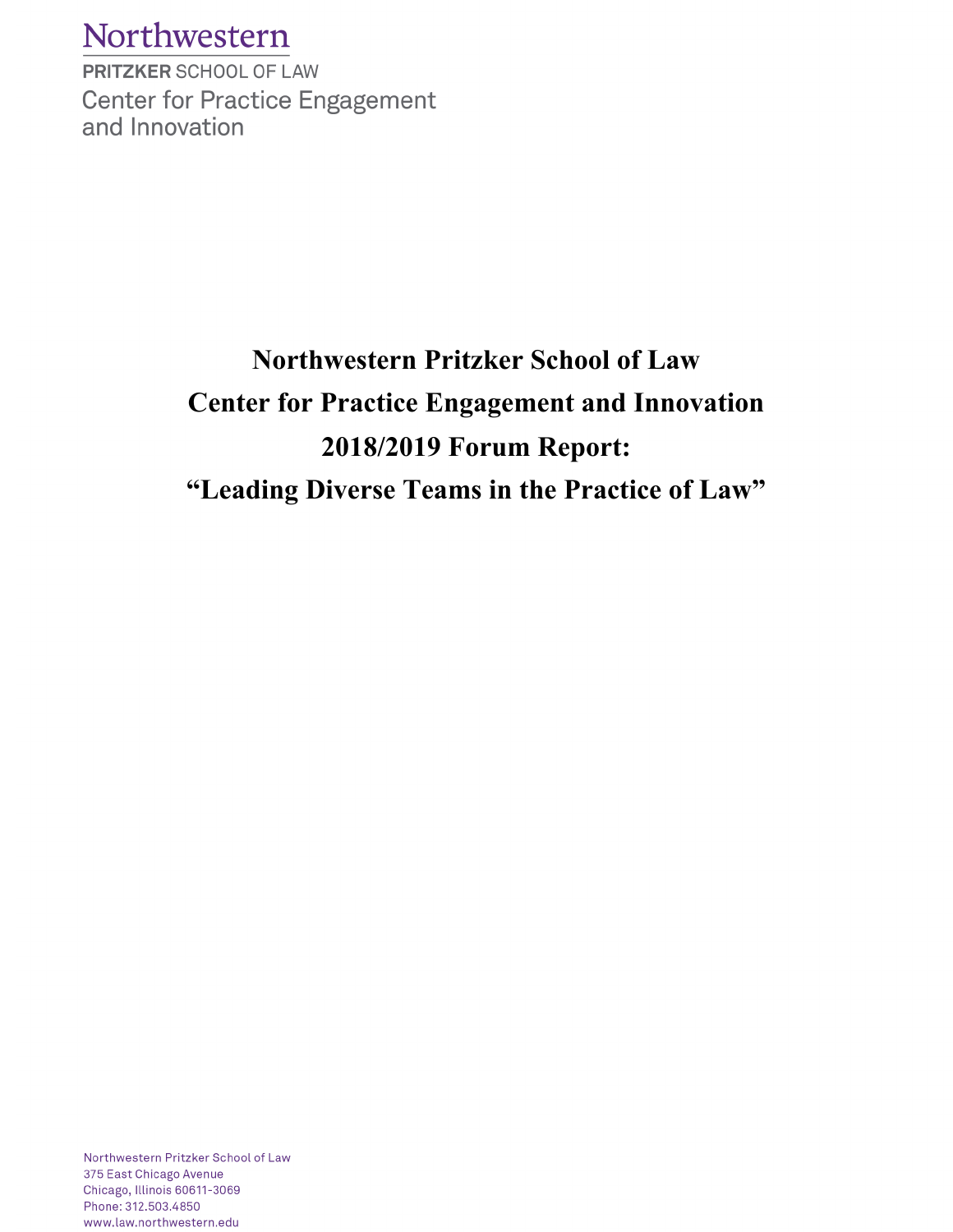Northwestern

PRITZKER SCHOOL OF LAW

Center for Practice Engagement and Innovation

# Northwestern Pritzker School of Law
# Center for Practice Engagement and Innovation
# 2018/2019 Forum Report:
# "Leading Diverse Teams in the Practice of Law"

Northwestern Pritzker School of Law
375 East Chicago Avenue
Chicago, Illinois 60611-3069
Phone: 312.503.4850
www.law.northwestern.edu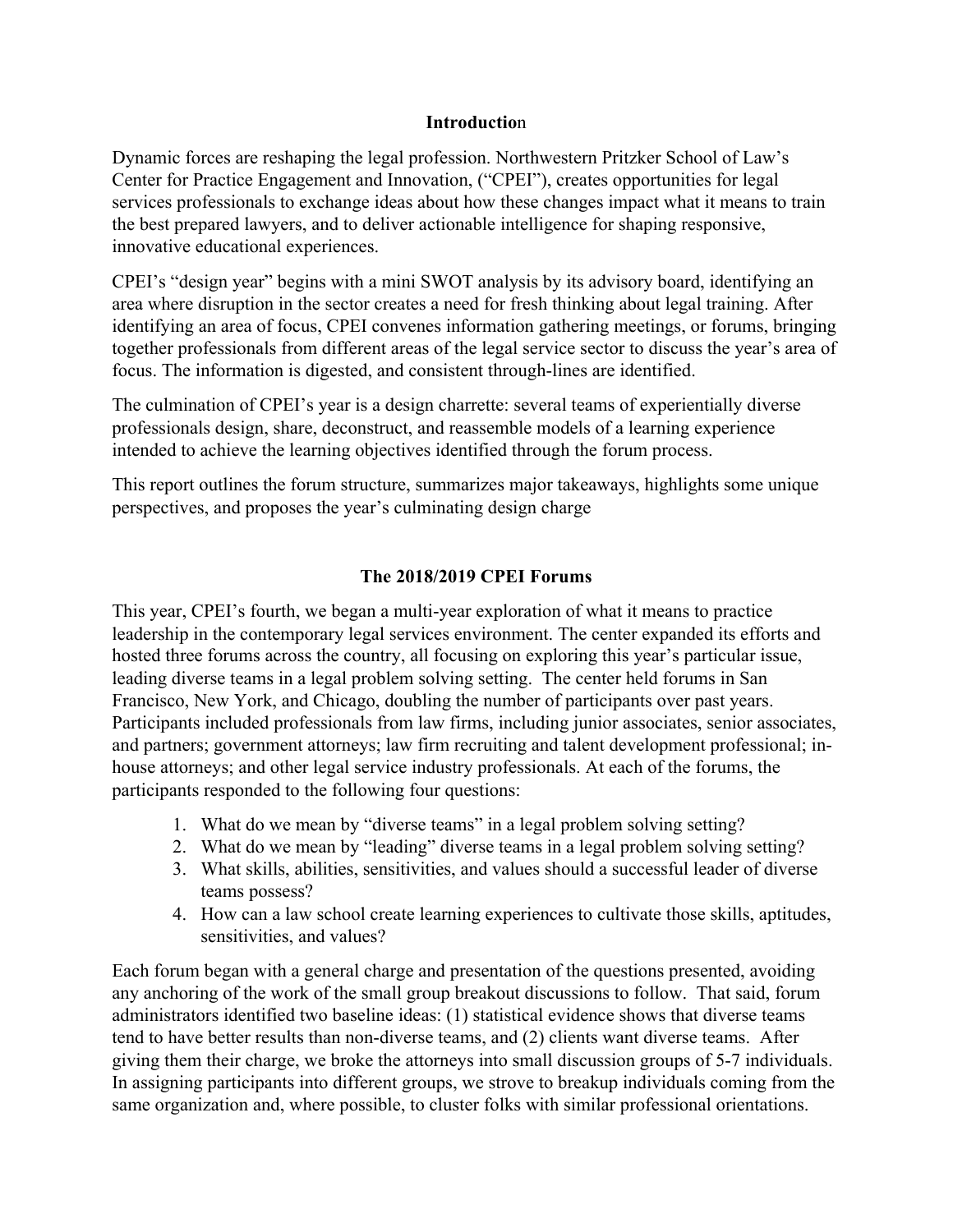## Introduction

Dynamic forces are reshaping the legal profession. Northwestern Pritzker School of Law's Center for Practice Engagement and Innovation, ("CPEI"), creates opportunities for legal services professionals to exchange ideas about how these changes impact what it means to train the best prepared lawyers, and to deliver actionable intelligence for shaping responsive, innovative educational experiences.

CPEI's "design year" begins with a mini SWOT analysis by its advisory board, identifying an area where disruption in the sector creates a need for fresh thinking about legal training. After identifying an area of focus, CPEI convenes information gathering meetings, or forums, bringing together professionals from different areas of the legal service sector to discuss the year's area of focus. The information is digested, and consistent through-lines are identified.

The culmination of CPEI's year is a design charrette: several teams of experientially diverse professionals design, share, deconstruct, and reassemble models of a learning experience intended to achieve the learning objectives identified through the forum process.

This report outlines the forum structure, summarizes major takeaways, highlights some unique perspectives, and proposes the year's culminating design charge

## The 2018/2019 CPEI Forums

This year, CPEI's fourth, we began a multi-year exploration of what it means to practice leadership in the contemporary legal services environment. The center expanded its efforts and hosted three forums across the country, all focusing on exploring this year's particular issue, leading diverse teams in a legal problem solving setting. The center held forums in San Francisco, New York, and Chicago, doubling the number of participants over past years. Participants included professionals from law firms, including junior associates, senior associates, and partners; government attorneys; law firm recruiting and talent development professional; in-house attorneys; and other legal service industry professionals. At each of the forums, the participants responded to the following four questions:

1. What do we mean by "diverse teams" in a legal problem solving setting?
2. What do we mean by "leading" diverse teams in a legal problem solving setting?
3. What skills, abilities, sensitivities, and values should a successful leader of diverse teams possess?
4. How can a law school create learning experiences to cultivate those skills, aptitudes, sensitivities, and values?

Each forum began with a general charge and presentation of the questions presented, avoiding any anchoring of the work of the small group breakout discussions to follow. That said, forum administrators identified two baseline ideas: (1) statistical evidence shows that diverse teams tend to have better results than non-diverse teams, and (2) clients want diverse teams. After giving them their charge, we broke the attorneys into small discussion groups of 5-7 individuals. In assigning participants into different groups, we strove to breakup individuals coming from the same organization and, where possible, to cluster folks with similar professional orientations.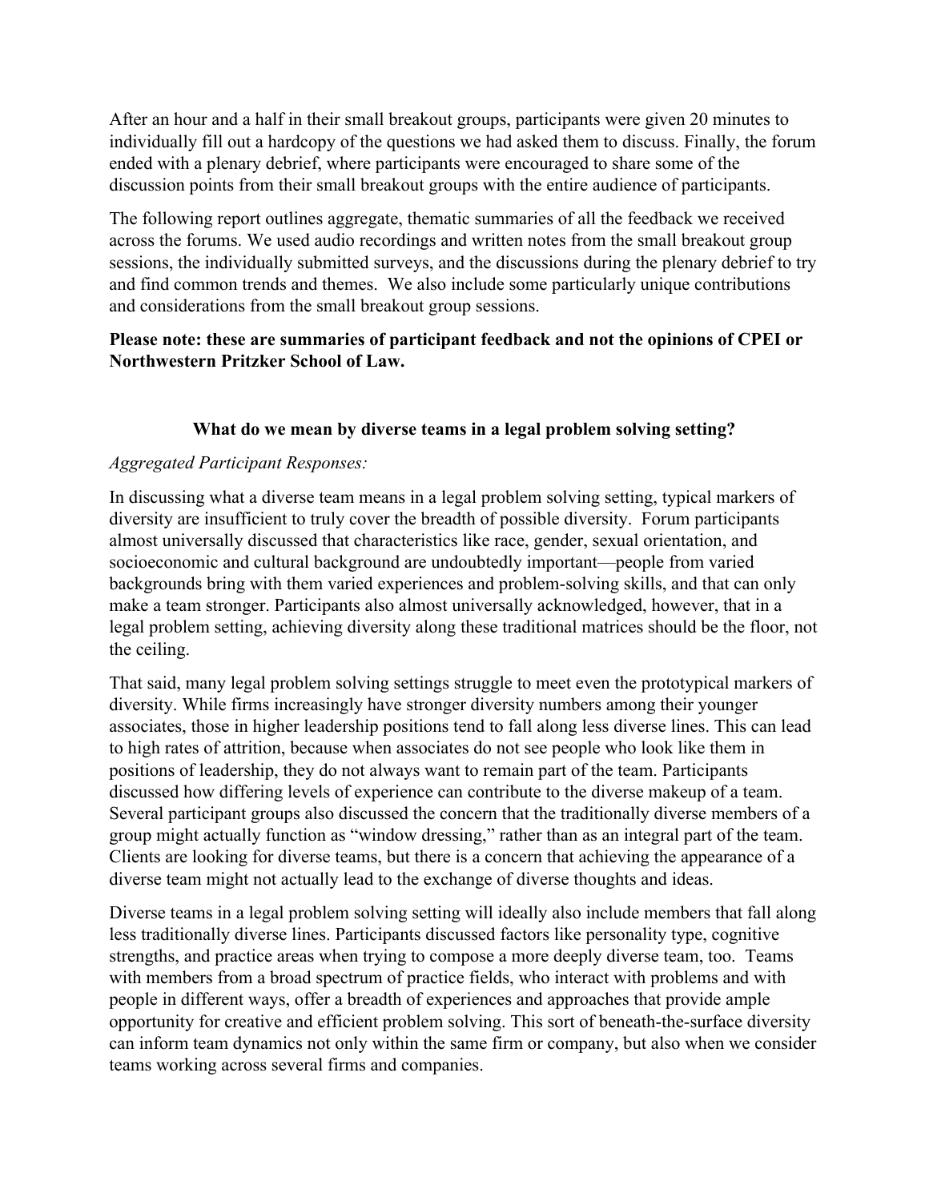After an hour and a half in their small breakout groups, participants were given 20 minutes to individually fill out a hardcopy of the questions we had asked them to discuss. Finally, the forum ended with a plenary debrief, where participants were encouraged to share some of the discussion points from their small breakout groups with the entire audience of participants.

The following report outlines aggregate, thematic summaries of all the feedback we received across the forums. We used audio recordings and written notes from the small breakout group sessions, the individually submitted surveys, and the discussions during the plenary debrief to try and find common trends and themes. We also include some particularly unique contributions and considerations from the small breakout group sessions.

**Please note: these are summaries of participant feedback and not the opinions of CPEI or Northwestern Pritzker School of Law.**

## What do we mean by diverse teams in a legal problem solving setting?

*Aggregated Participant Responses:*

In discussing what a diverse team means in a legal problem solving setting, typical markers of diversity are insufficient to truly cover the breadth of possible diversity. Forum participants almost universally discussed that characteristics like race, gender, sexual orientation, and socioeconomic and cultural background are undoubtedly important—people from varied backgrounds bring with them varied experiences and problem-solving skills, and that can only make a team stronger. Participants also almost universally acknowledged, however, that in a legal problem setting, achieving diversity along these traditional matrices should be the floor, not the ceiling.

That said, many legal problem solving settings struggle to meet even the prototypical markers of diversity. While firms increasingly have stronger diversity numbers among their younger associates, those in higher leadership positions tend to fall along less diverse lines. This can lead to high rates of attrition, because when associates do not see people who look like them in positions of leadership, they do not always want to remain part of the team. Participants discussed how differing levels of experience can contribute to the diverse makeup of a team. Several participant groups also discussed the concern that the traditionally diverse members of a group might actually function as "window dressing," rather than as an integral part of the team. Clients are looking for diverse teams, but there is a concern that achieving the appearance of a diverse team might not actually lead to the exchange of diverse thoughts and ideas.

Diverse teams in a legal problem solving setting will ideally also include members that fall along less traditionally diverse lines. Participants discussed factors like personality type, cognitive strengths, and practice areas when trying to compose a more deeply diverse team, too. Teams with members from a broad spectrum of practice fields, who interact with problems and with people in different ways, offer a breadth of experiences and approaches that provide ample opportunity for creative and efficient problem solving. This sort of beneath-the-surface diversity can inform team dynamics not only within the same firm or company, but also when we consider teams working across several firms and companies.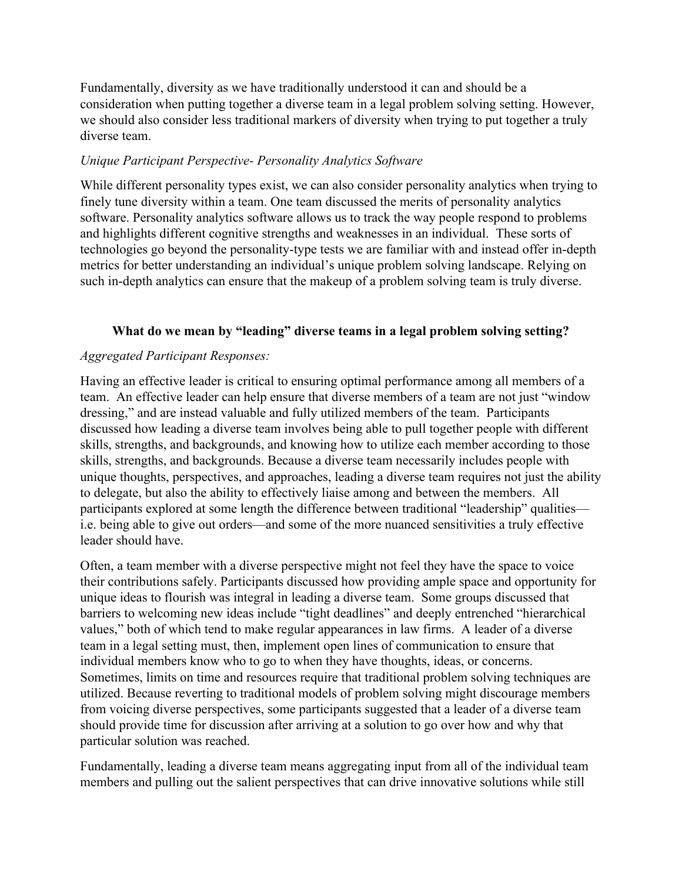Fundamentally, diversity as we have traditionally understood it can and should be a consideration when putting together a diverse team in a legal problem solving setting. However, we should also consider less traditional markers of diversity when trying to put together a truly diverse team.

*Unique Participant Perspective- Personality Analytics Software*

While different personality types exist, we can also consider personality analytics when trying to finely tune diversity within a team. One team discussed the merits of personality analytics software. Personality analytics software allows us to track the way people respond to problems and highlights different cognitive strengths and weaknesses in an individual. These sorts of technologies go beyond the personality-type tests we are familiar with and instead offer in-depth metrics for better understanding an individual's unique problem solving landscape. Relying on such in-depth analytics can ensure that the makeup of a problem solving team is truly diverse.

## What do we mean by "leading" diverse teams in a legal problem solving setting?

*Aggregated Participant Responses:*

Having an effective leader is critical to ensuring optimal performance among all members of a team. An effective leader can help ensure that diverse members of a team are not just "window dressing," and are instead valuable and fully utilized members of the team. Participants discussed how leading a diverse team involves being able to pull together people with different skills, strengths, and backgrounds, and knowing how to utilize each member according to those skills, strengths, and backgrounds. Because a diverse team necessarily includes people with unique thoughts, perspectives, and approaches, leading a diverse team requires not just the ability to delegate, but also the ability to effectively liaise among and between the members. All participants explored at some length the difference between traditional "leadership" qualities—i.e. being able to give out orders—and some of the more nuanced sensitivities a truly effective leader should have.

Often, a team member with a diverse perspective might not feel they have the space to voice their contributions safely. Participants discussed how providing ample space and opportunity for unique ideas to flourish was integral in leading a diverse team. Some groups discussed that barriers to welcoming new ideas include "tight deadlines" and deeply entrenched "hierarchical values," both of which tend to make regular appearances in law firms. A leader of a diverse team in a legal setting must, then, implement open lines of communication to ensure that individual members know who to go to when they have thoughts, ideas, or concerns. Sometimes, limits on time and resources require that traditional problem solving techniques are utilized. Because reverting to traditional models of problem solving might discourage members from voicing diverse perspectives, some participants suggested that a leader of a diverse team should provide time for discussion after arriving at a solution to go over how and why that particular solution was reached.

Fundamentally, leading a diverse team means aggregating input from all of the individual team members and pulling out the salient perspectives that can drive innovative solutions while still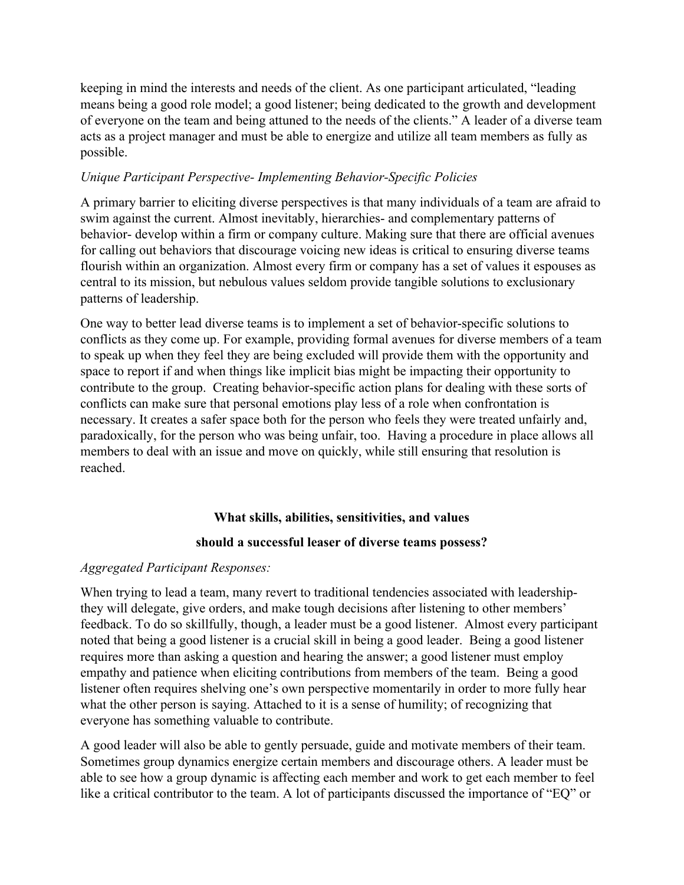keeping in mind the interests and needs of the client. As one participant articulated, "leading means being a good role model; a good listener; being dedicated to the growth and development of everyone on the team and being attuned to the needs of the clients." A leader of a diverse team acts as a project manager and must be able to energize and utilize all team members as fully as possible.

*Unique Participant Perspective- Implementing Behavior-Specific Policies*

A primary barrier to eliciting diverse perspectives is that many individuals of a team are afraid to swim against the current. Almost inevitably, hierarchies- and complementary patterns of behavior- develop within a firm or company culture. Making sure that there are official avenues for calling out behaviors that discourage voicing new ideas is critical to ensuring diverse teams flourish within an organization. Almost every firm or company has a set of values it espouses as central to its mission, but nebulous values seldom provide tangible solutions to exclusionary patterns of leadership.

One way to better lead diverse teams is to implement a set of behavior-specific solutions to conflicts as they come up. For example, providing formal avenues for diverse members of a team to speak up when they feel they are being excluded will provide them with the opportunity and space to report if and when things like implicit bias might be impacting their opportunity to contribute to the group. Creating behavior-specific action plans for dealing with these sorts of conflicts can make sure that personal emotions play less of a role when confrontation is necessary. It creates a safer space both for the person who feels they were treated unfairly and, paradoxically, for the person who was being unfair, too. Having a procedure in place allows all members to deal with an issue and move on quickly, while still ensuring that resolution is reached.

**What skills, abilities, sensitivities, and values should a successful leaser of diverse teams possess?**

*Aggregated Participant Responses:*

When trying to lead a team, many revert to traditional tendencies associated with leadership- they will delegate, give orders, and make tough decisions after listening to other members' feedback. To do so skillfully, though, a leader must be a good listener. Almost every participant noted that being a good listener is a crucial skill in being a good leader. Being a good listener requires more than asking a question and hearing the answer; a good listener must employ empathy and patience when eliciting contributions from members of the team. Being a good listener often requires shelving one's own perspective momentarily in order to more fully hear what the other person is saying. Attached to it is a sense of humility; of recognizing that everyone has something valuable to contribute.

A good leader will also be able to gently persuade, guide and motivate members of their team. Sometimes group dynamics energize certain members and discourage others. A leader must be able to see how a group dynamic is affecting each member and work to get each member to feel like a critical contributor to the team. A lot of participants discussed the importance of "EQ" or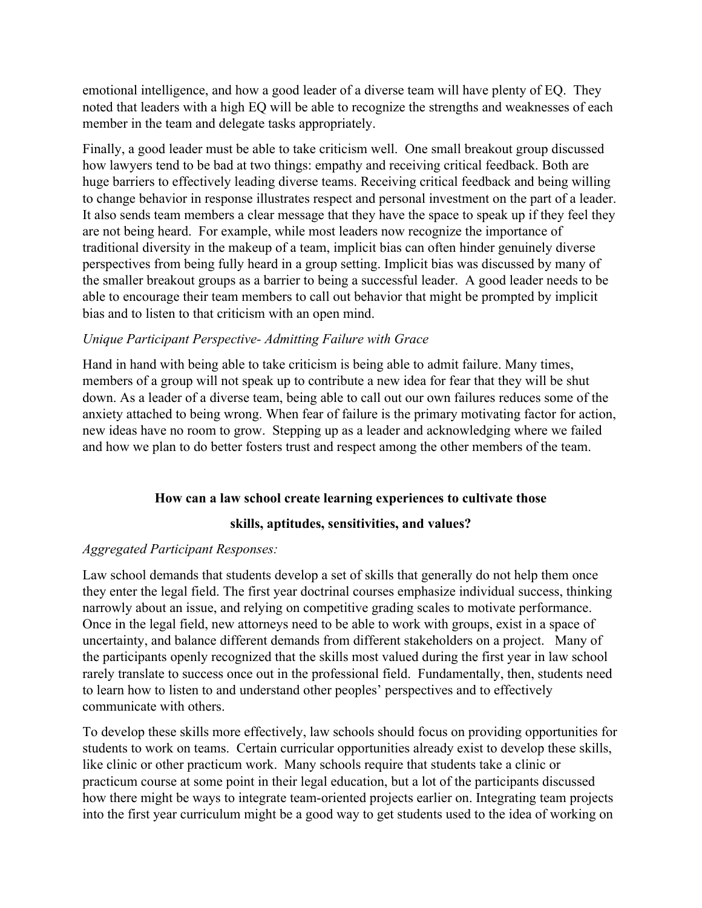emotional intelligence, and how a good leader of a diverse team will have plenty of EQ. They noted that leaders with a high EQ will be able to recognize the strengths and weaknesses of each member in the team and delegate tasks appropriately.

Finally, a good leader must be able to take criticism well. One small breakout group discussed how lawyers tend to be bad at two things: empathy and receiving critical feedback. Both are huge barriers to effectively leading diverse teams. Receiving critical feedback and being willing to change behavior in response illustrates respect and personal investment on the part of a leader. It also sends team members a clear message that they have the space to speak up if they feel they are not being heard. For example, while most leaders now recognize the importance of traditional diversity in the makeup of a team, implicit bias can often hinder genuinely diverse perspectives from being fully heard in a group setting. Implicit bias was discussed by many of the smaller breakout groups as a barrier to being a successful leader. A good leader needs to be able to encourage their team members to call out behavior that might be prompted by implicit bias and to listen to that criticism with an open mind.

*Unique Participant Perspective- Admitting Failure with Grace*

Hand in hand with being able to take criticism is being able to admit failure. Many times, members of a group will not speak up to contribute a new idea for fear that they will be shut down. As a leader of a diverse team, being able to call out our own failures reduces some of the anxiety attached to being wrong. When fear of failure is the primary motivating factor for action, new ideas have no room to grow. Stepping up as a leader and acknowledging where we failed and how we plan to do better fosters trust and respect among the other members of the team.

**How can a law school create learning experiences to cultivate those skills, aptitudes, sensitivities, and values?**

*Aggregated Participant Responses:*

Law school demands that students develop a set of skills that generally do not help them once they enter the legal field. The first year doctrinal courses emphasize individual success, thinking narrowly about an issue, and relying on competitive grading scales to motivate performance. Once in the legal field, new attorneys need to be able to work with groups, exist in a space of uncertainty, and balance different demands from different stakeholders on a project. Many of the participants openly recognized that the skills most valued during the first year in law school rarely translate to success once out in the professional field. Fundamentally, then, students need to learn how to listen to and understand other peoples' perspectives and to effectively communicate with others.

To develop these skills more effectively, law schools should focus on providing opportunities for students to work on teams. Certain curricular opportunities already exist to develop these skills, like clinic or other practicum work. Many schools require that students take a clinic or practicum course at some point in their legal education, but a lot of the participants discussed how there might be ways to integrate team-oriented projects earlier on. Integrating team projects into the first year curriculum might be a good way to get students used to the idea of working on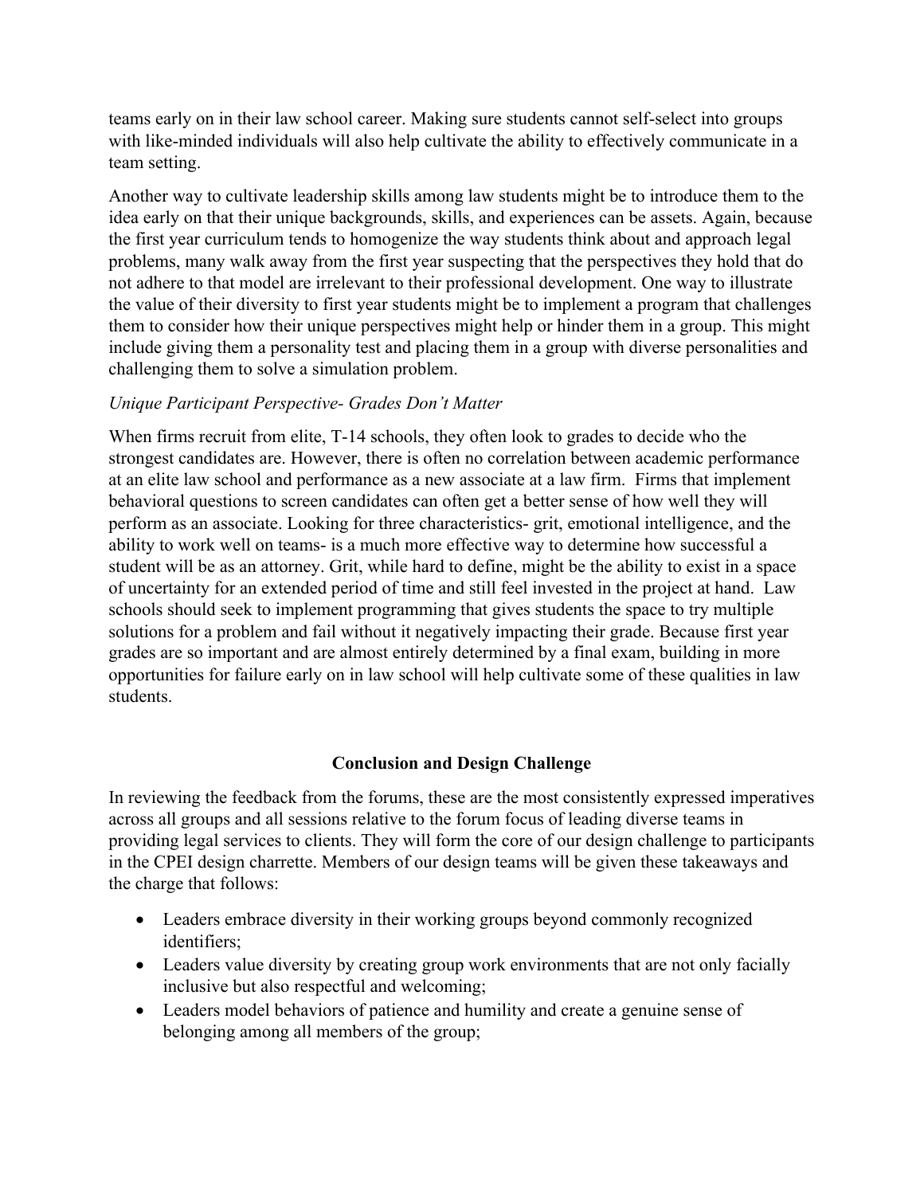teams early on in their law school career. Making sure students cannot self-select into groups with like-minded individuals will also help cultivate the ability to effectively communicate in a team setting.

Another way to cultivate leadership skills among law students might be to introduce them to the idea early on that their unique backgrounds, skills, and experiences can be assets. Again, because the first year curriculum tends to homogenize the way students think about and approach legal problems, many walk away from the first year suspecting that the perspectives they hold that do not adhere to that model are irrelevant to their professional development. One way to illustrate the value of their diversity to first year students might be to implement a program that challenges them to consider how their unique perspectives might help or hinder them in a group. This might include giving them a personality test and placing them in a group with diverse personalities and challenging them to solve a simulation problem.

*Unique Participant Perspective- Grades Don't Matter*

When firms recruit from elite, T-14 schools, they often look to grades to decide who the strongest candidates are. However, there is often no correlation between academic performance at an elite law school and performance as a new associate at a law firm. Firms that implement behavioral questions to screen candidates can often get a better sense of how well they will perform as an associate. Looking for three characteristics- grit, emotional intelligence, and the ability to work well on teams- is a much more effective way to determine how successful a student will be as an attorney. Grit, while hard to define, might be the ability to exist in a space of uncertainty for an extended period of time and still feel invested in the project at hand. Law schools should seek to implement programming that gives students the space to try multiple solutions for a problem and fail without it negatively impacting their grade. Because first year grades are so important and are almost entirely determined by a final exam, building in more opportunities for failure early on in law school will help cultivate some of these qualities in law students.

## Conclusion and Design Challenge

In reviewing the feedback from the forums, these are the most consistently expressed imperatives across all groups and all sessions relative to the forum focus of leading diverse teams in providing legal services to clients. They will form the core of our design challenge to participants in the CPEI design charrette. Members of our design teams will be given these takeaways and the charge that follows:

- Leaders embrace diversity in their working groups beyond commonly recognized identifiers;
- Leaders value diversity by creating group work environments that are not only facially inclusive but also respectful and welcoming;
- Leaders model behaviors of patience and humility and create a genuine sense of belonging among all members of the group;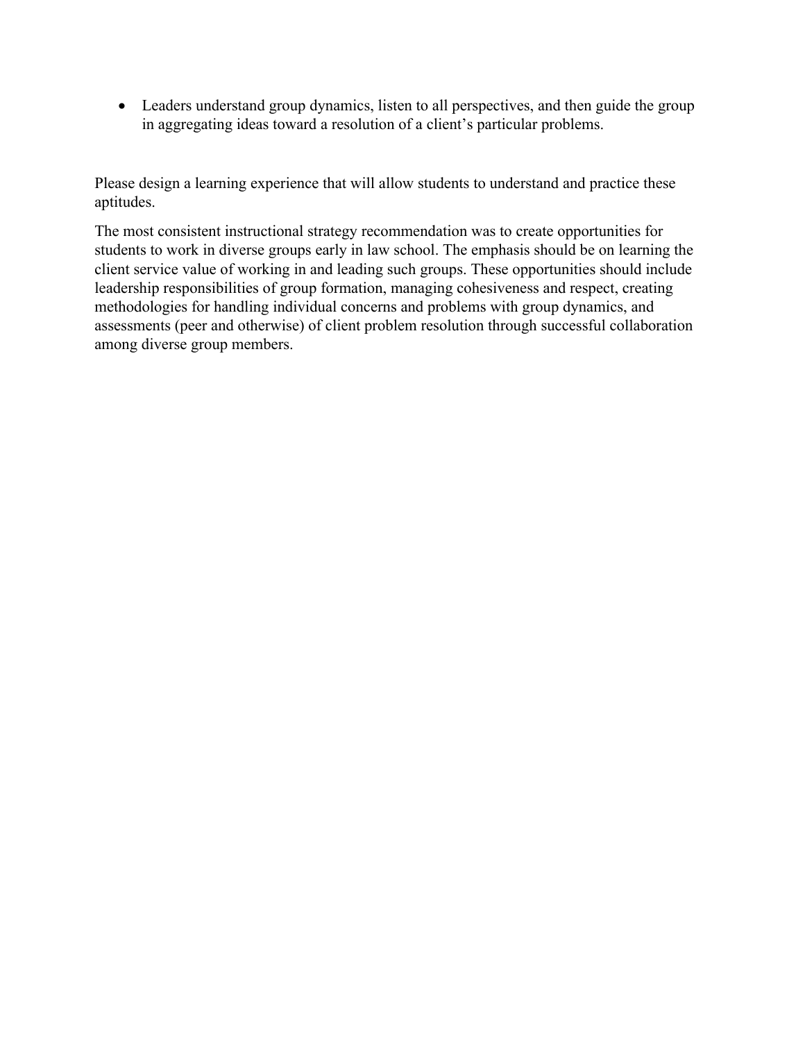- Leaders understand group dynamics, listen to all perspectives, and then guide the group in aggregating ideas toward a resolution of a client's particular problems.

Please design a learning experience that will allow students to understand and practice these aptitudes.

The most consistent instructional strategy recommendation was to create opportunities for students to work in diverse groups early in law school. The emphasis should be on learning the client service value of working in and leading such groups. These opportunities should include leadership responsibilities of group formation, managing cohesiveness and respect, creating methodologies for handling individual concerns and problems with group dynamics, and assessments (peer and otherwise) of client problem resolution through successful collaboration among diverse group members.